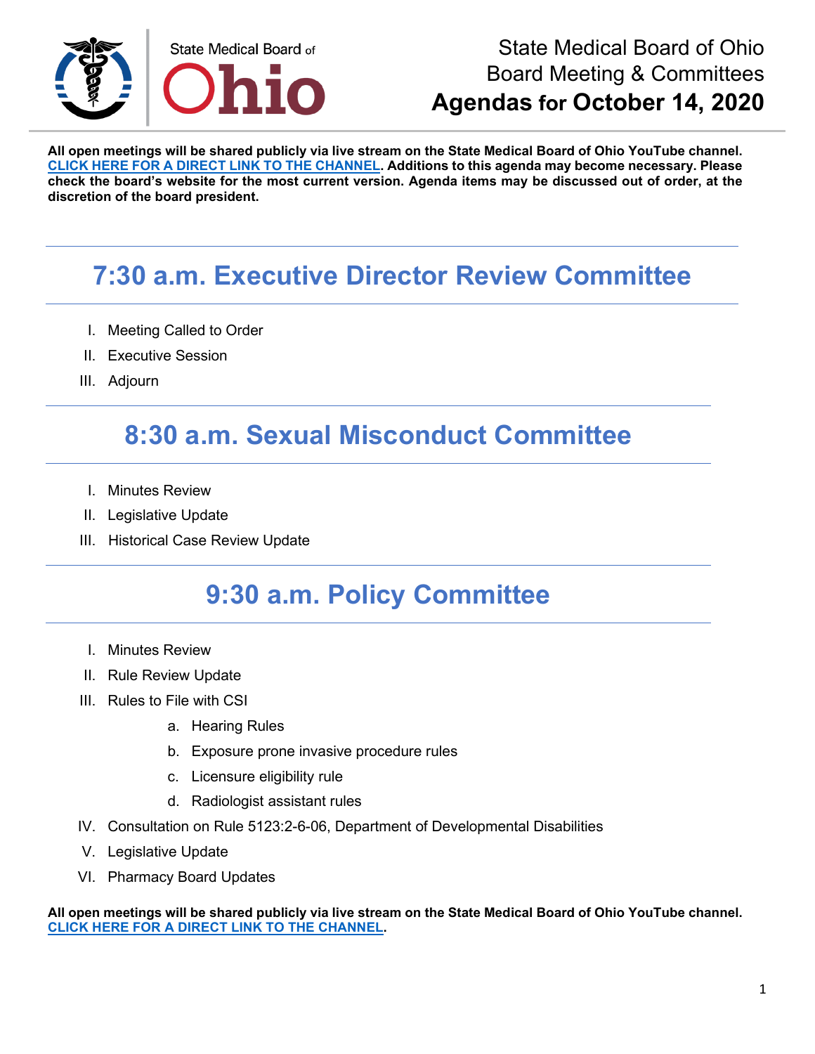State Medical Board of Ohio

# State Medical Board of Ohio
# Board Meeting & Committees
# Agendas for October 14, 2020

**All open meetings will be shared publicly via live stream on the State Medical Board of Ohio YouTube channel. [CLICK HERE FOR A DIRECT LINK TO THE CHANNEL](). Additions to this agenda may become necessary. Please check the board's website for the most current version. Agenda items may be discussed out of order, at the discretion of the board president.**

## 7:30 a.m. Executive Director Review Committee

I. Meeting Called to Order
II. Executive Session
III. Adjourn

## 8:30 a.m. Sexual Misconduct Committee

I. Minutes Review
II. Legislative Update
III. Historical Case Review Update

## 9:30 a.m. Policy Committee

I. Minutes Review
II. Rule Review Update
III. Rules to File with CSI
   a. Hearing Rules
   b. Exposure prone invasive procedure rules
   c. Licensure eligibility rule
   d. Radiologist assistant rules
IV. Consultation on Rule 5123:2-6-06, Department of Developmental Disabilities
V. Legislative Update
VI. Pharmacy Board Updates

**All open meetings will be shared publicly via live stream on the State Medical Board of Ohio YouTube channel. [CLICK HERE FOR A DIRECT LINK TO THE CHANNEL]().**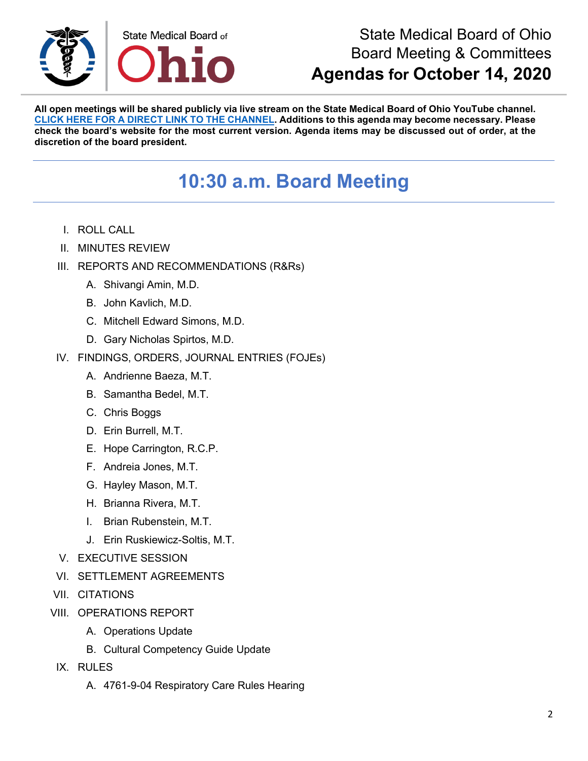State Medical Board of Ohio
Board Meeting & Committees
**Agendas for October 14, 2020**

**All open meetings will be shared publicly via live stream on the State Medical Board of Ohio YouTube channel. CLICK HERE FOR A DIRECT LINK TO THE CHANNEL. Additions to this agenda may become necessary. Please check the board's website for the most current version. Agenda items may be discussed out of order, at the discretion of the board president.**

## 10:30 a.m. Board Meeting

I. ROLL CALL

II. MINUTES REVIEW

III. REPORTS AND RECOMMENDATIONS (R&Rs)
   - A. Shivangi Amin, M.D.
   - B. John Kavlich, M.D.
   - C. Mitchell Edward Simons, M.D.
   - D. Gary Nicholas Spirtos, M.D.

IV. FINDINGS, ORDERS, JOURNAL ENTRIES (FOJEs)
   - A. Andrienne Baeza, M.T.
   - B. Samantha Bedel, M.T.
   - C. Chris Boggs
   - D. Erin Burrell, M.T.
   - E. Hope Carrington, R.C.P.
   - F. Andreia Jones, M.T.
   - G. Hayley Mason, M.T.
   - H. Brianna Rivera, M.T.
   - I. Brian Rubenstein, M.T.
   - J. Erin Ruskiewicz-Soltis, M.T.

V. EXECUTIVE SESSION

VI. SETTLEMENT AGREEMENTS

VII. CITATIONS

VIII. OPERATIONS REPORT
   - A. Operations Update
   - B. Cultural Competency Guide Update

IX. RULES
   - A. 4761-9-04 Respiratory Care Rules Hearing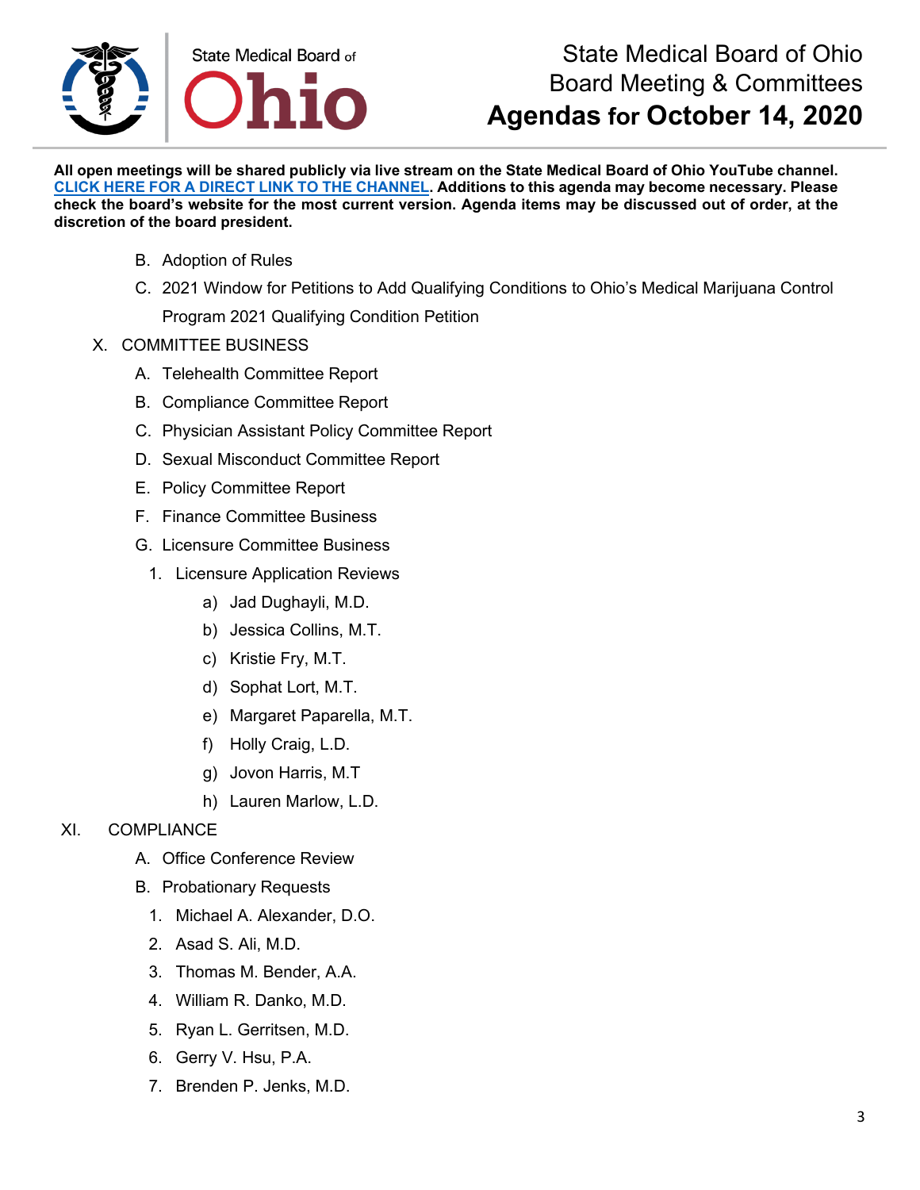**All open meetings will be shared publicly via live stream on the State Medical Board of Ohio YouTube channel. [CLICK HERE FOR A DIRECT LINK TO THE CHANNEL](). Additions to this agenda may become necessary. Please check the board's website for the most current version. Agenda items may be discussed out of order, at the discretion of the board president.**

B. Adoption of Rules

C. 2021 Window for Petitions to Add Qualifying Conditions to Ohio's Medical Marijuana Control Program 2021 Qualifying Condition Petition

X. COMMITTEE BUSINESS

A. Telehealth Committee Report

B. Compliance Committee Report

C. Physician Assistant Policy Committee Report

D. Sexual Misconduct Committee Report

E. Policy Committee Report

F. Finance Committee Business

G. Licensure Committee Business

1. Licensure Application Reviews

a) Jad Dughayli, M.D.

b) Jessica Collins, M.T.

c) Kristie Fry, M.T.

d) Sophat Lort, M.T.

e) Margaret Paparella, M.T.

f) Holly Craig, L.D.

g) Jovon Harris, M.T

h) Lauren Marlow, L.D.

XI. COMPLIANCE

A. Office Conference Review

B. Probationary Requests

1. Michael A. Alexander, D.O.
2. Asad S. Ali, M.D.
3. Thomas M. Bender, A.A.
4. William R. Danko, M.D.
5. Ryan L. Gerritsen, M.D.
6. Gerry V. Hsu, P.A.
7. Brenden P. Jenks, M.D.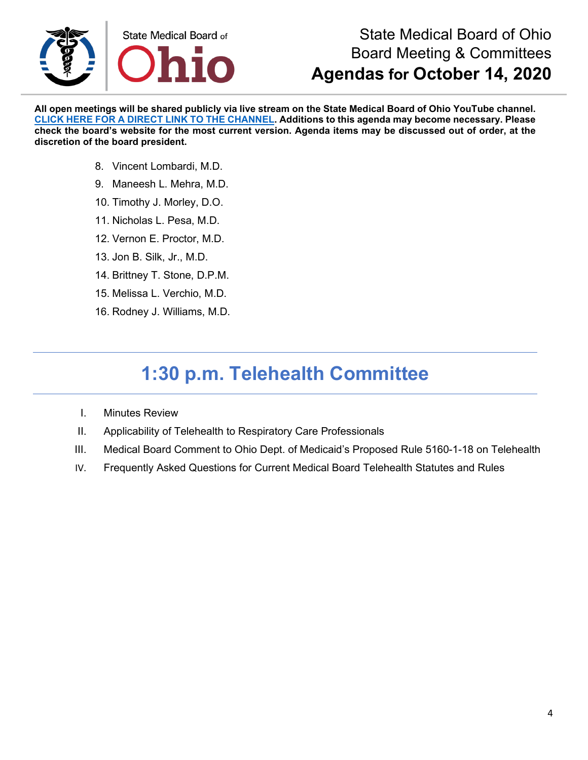**All open meetings will be shared publicly via live stream on the State Medical Board of Ohio YouTube channel. CLICK HERE FOR A DIRECT LINK TO THE CHANNEL. Additions to this agenda may become necessary. Please check the board's website for the most current version. Agenda items may be discussed out of order, at the discretion of the board president.**

8. Vincent Lombardi, M.D.
9. Maneesh L. Mehra, M.D.
10. Timothy J. Morley, D.O.
11. Nicholas L. Pesa, M.D.
12. Vernon E. Proctor, M.D.
13. Jon B. Silk, Jr., M.D.
14. Brittney T. Stone, D.P.M.
15. Melissa L. Verchio, M.D.
16. Rodney J. Williams, M.D.

## 1:30 p.m. Telehealth Committee

I. Minutes Review

II. Applicability of Telehealth to Respiratory Care Professionals

III. Medical Board Comment to Ohio Dept. of Medicaid's Proposed Rule 5160-1-18 on Telehealth

IV. Frequently Asked Questions for Current Medical Board Telehealth Statutes and Rules